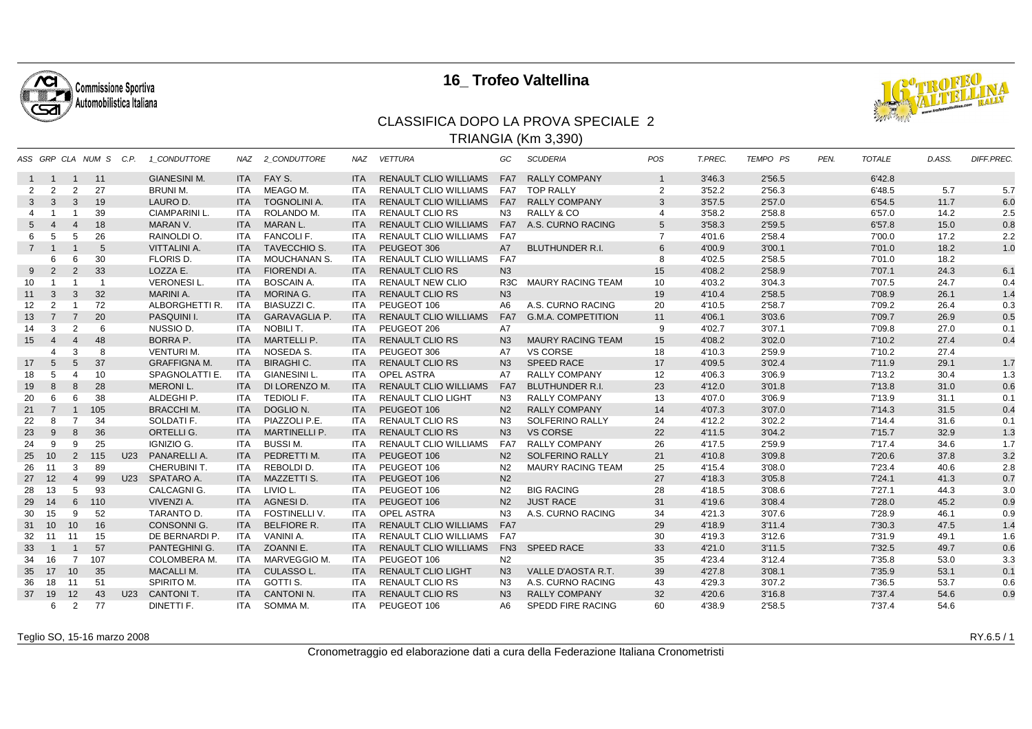# 16_ Trofeo Valtellina

## CLASSIFICA DOPO LA PROVA SPECIALE 2

### TRIANGIA (Km 3,390)

| ASS | GRP | CLA | NUM S | C.P. | 1_CONDUTTORE | NAZ | 2_CONDUTTORE | NAZ | VETTURA | GC | SCUDERIA | POS | T.PREC. | TEMPO PS | PEN. | TOTALE | D.ASS. | DIFF.PREC. |
|---|---|---|---|---|---|---|---|---|---|---|---|---|---|---|---|---|---|---|
| 1 | 1 | 1 | 11 | | GIANESINI M. | ITA | FAY S. | ITA | RENAULT CLIO WILLIAMS | FA7 | RALLY COMPANY | 1 | 3'46.3 | 2'56.5 | | 6'42.8 | | |
| 2 | 2 | 2 | 27 | | BRUNI M. | ITA | MEAGO M. | ITA | RENAULT CLIO WILLIAMS | FA7 | TOP RALLY | 2 | 3'52.2 | 2'56.3 | | 6'48.5 | 5.7 | 5.7 |
| 3 | 3 | 3 | 19 | | LAURO D. | ITA | TOGNOLINI A. | ITA | RENAULT CLIO WILLIAMS | FA7 | RALLY COMPANY | 3 | 3'57.5 | 2'57.0 | | 6'54.5 | 11.7 | 6.0 |
| 4 | 1 | 1 | 39 | | CIAMPARINI L. | ITA | ROLANDO M. | ITA | RENAULT CLIO RS | N3 | RALLY & CO | 4 | 3'58.2 | 2'58.8 | | 6'57.0 | 14.2 | 2.5 |
| 5 | 4 | 4 | 18 | | MARAN V. | ITA | MARAN L. | ITA | RENAULT CLIO WILLIAMS | FA7 | A.S. CURNO RACING | 5 | 3'58.3 | 2'59.5 | | 6'57.8 | 15.0 | 0.8 |
| 6 | 5 | 5 | 26 | | RAINOLDI O. | ITA | FANCOLI F. | ITA | RENAULT CLIO WILLIAMS | FA7 | | 7 | 4'01.6 | 2'58.4 | | 7'00.0 | 17.2 | 2.2 |
| 7 | 1 | 1 | 5 | | VITTALINI A. | ITA | TAVECCHIO S. | ITA | PEUGEOT 306 | A7 | BLUTHUNDER R.I. | 6 | 4'00.9 | 3'00.1 | | 7'01.0 | 18.2 | 1.0 |
| | 6 | 6 | 30 | | FLORIS D. | ITA | MOUCHANAN S. | ITA | RENAULT CLIO WILLIAMS | FA7 | | 8 | 4'02.5 | 2'58.5 | | 7'01.0 | 18.2 | |
| 9 | 2 | 2 | 33 | | LOZZA E. | ITA | FIORENDI A. | ITA | RENAULT CLIO RS | N3 | | 15 | 4'08.2 | 2'58.9 | | 7'07.1 | 24.3 | 6.1 |
| 10 | 1 | 1 | 1 | | VERONESI L. | ITA | BOSCAIN A. | ITA | RENAULT NEW CLIO | R3C | MAURY RACING TEAM | 10 | 4'03.2 | 3'04.3 | | 7'07.5 | 24.7 | 0.4 |
| 11 | 3 | 3 | 32 | | MARINI A. | ITA | MORINA G. | ITA | RENAULT CLIO RS | N3 | | 19 | 4'10.4 | 2'58.5 | | 7'08.9 | 26.1 | 1.4 |
| 12 | 2 | 1 | 72 | | ALBORGHETTI R. | ITA | BIASUZZI C. | ITA | PEUGEOT 106 | A6 | A.S. CURNO RACING | 20 | 4'10.5 | 2'58.7 | | 7'09.2 | 26.4 | 0.3 |
| 13 | 7 | 7 | 20 | | PASQUINI I. | ITA | GARAVAGLIA P. | ITA | RENAULT CLIO WILLIAMS | FA7 | G.M.A. COMPETITION | 11 | 4'06.1 | 3'03.6 | | 7'09.7 | 26.9 | 0.5 |
| 14 | 3 | 2 | 6 | | NUSSIO D. | ITA | NOBILI T. | ITA | PEUGEOT 206 | A7 | | 9 | 4'02.7 | 3'07.1 | | 7'09.8 | 27.0 | 0.1 |
| 15 | 4 | 4 | 48 | | BORRA P. | ITA | MARTELLI P. | ITA | RENAULT CLIO RS | N3 | MAURY RACING TEAM | 15 | 4'08.2 | 3'02.0 | | 7'10.2 | 27.4 | 0.4 |
| | 4 | 3 | 8 | | VENTURI M. | ITA | NOSEDA S. | ITA | PEUGEOT 306 | A7 | VS CORSE | 18 | 4'10.3 | 2'59.9 | | 7'10.2 | 27.4 | |
| 17 | 5 | 5 | 37 | | GRAFFIGNA M. | ITA | BIRAGHI C. | ITA | RENAULT CLIO RS | N3 | SPEED RACE | 17 | 4'09.5 | 3'02.4 | | 7'11.9 | 29.1 | 1.7 |
| 18 | 5 | 4 | 10 | | SPAGNOLATTI E. | ITA | GIANESINI L. | ITA | OPEL ASTRA | A7 | RALLY COMPANY | 12 | 4'06.3 | 3'06.9 | | 7'13.2 | 30.4 | 1.3 |
| 19 | 8 | 8 | 28 | | MERONI L. | ITA | DI LORENZO M. | ITA | RENAULT CLIO WILLIAMS | FA7 | BLUTHUNDER R.I. | 23 | 4'12.0 | 3'01.8 | | 7'13.8 | 31.0 | 0.6 |
| 20 | 6 | 6 | 38 | | ALDEGHI P. | ITA | TEDIOLI F. | ITA | RENAULT CLIO LIGHT | N3 | RALLY COMPANY | 13 | 4'07.0 | 3'06.9 | | 7'13.9 | 31.1 | 0.1 |
| 21 | 7 | 1 | 105 | | BRACCHI M. | ITA | DOGLIO N. | ITA | PEUGEOT 106 | N2 | RALLY COMPANY | 14 | 4'07.3 | 3'07.0 | | 7'14.3 | 31.5 | 0.4 |
| 22 | 8 | 7 | 34 | | SOLDATI F. | ITA | PIAZZOLI P.E. | ITA | RENAULT CLIO RS | N3 | SOLFERINO RALLY | 24 | 4'12.2 | 3'02.2 | | 7'14.4 | 31.6 | 0.1 |
| 23 | 9 | 8 | 36 | | ORTELLI G. | ITA | MARTINELLI P. | ITA | RENAULT CLIO RS | N3 | VS CORSE | 22 | 4'11.5 | 3'04.2 | | 7'15.7 | 32.9 | 1.3 |
| 24 | 9 | 9 | 25 | | IGNIZIO G. | ITA | BUSSI M. | ITA | RENAULT CLIO WILLIAMS | FA7 | RALLY COMPANY | 26 | 4'17.5 | 2'59.9 | | 7'17.4 | 34.6 | 1.7 |
| 25 | 10 | 2 | 115 | U23 | PANARELLI A. | ITA | PEDRETTI M. | ITA | PEUGEOT 106 | N2 | SOLFERINO RALLY | 21 | 4'10.8 | 3'09.8 | | 7'20.6 | 37.8 | 3.2 |
| 26 | 11 | 3 | 89 | | CHERUBINI T. | ITA | REBOLDI D. | ITA | PEUGEOT 106 | N2 | MAURY RACING TEAM | 25 | 4'15.4 | 3'08.0 | | 7'23.4 | 40.6 | 2.8 |
| 27 | 12 | 4 | 99 | U23 | SPATARO A. | ITA | MAZZETTI S. | ITA | PEUGEOT 106 | N2 | | 27 | 4'18.3 | 3'05.8 | | 7'24.1 | 41.3 | 0.7 |
| 28 | 13 | 5 | 93 | | CALCAGNI G. | ITA | LIVIO L. | ITA | PEUGEOT 106 | N2 | BIG RACING | 28 | 4'18.5 | 3'08.6 | | 7'27.1 | 44.3 | 3.0 |
| 29 | 14 | 6 | 110 | | VIVENZI A. | ITA | AGNESI D. | ITA | PEUGEOT 106 | N2 | JUST RACE | 31 | 4'19.6 | 3'08.4 | | 7'28.0 | 45.2 | 0.9 |
| 30 | 15 | 9 | 52 | | TARANTO D. | ITA | FOSTINELLI V. | ITA | OPEL ASTRA | N3 | A.S. CURNO RACING | 34 | 4'21.3 | 3'07.6 | | 7'28.9 | 46.1 | 0.9 |
| 31 | 10 | 10 | 16 | | CONSONNI G. | ITA | BELFIORE R. | ITA | RENAULT CLIO WILLIAMS | FA7 | | 29 | 4'18.9 | 3'11.4 | | 7'30.3 | 47.5 | 1.4 |
| 32 | 11 | 11 | 15 | | DE BERNARDI P. | ITA | VANINI A. | ITA | RENAULT CLIO WILLIAMS | FA7 | | 30 | 4'19.3 | 3'12.6 | | 7'31.9 | 49.1 | 1.6 |
| 33 | 1 | 1 | 57 | | PANTEGHINI G. | ITA | ZOANNI E. | ITA | RENAULT CLIO WILLIAMS | FN3 | SPEED RACE | 33 | 4'21.0 | 3'11.5 | | 7'32.5 | 49.7 | 0.6 |
| 34 | 16 | 7 | 107 | | COLOMBERA M. | ITA | MARVEGGIO M. | ITA | PEUGEOT 106 | N2 | | 35 | 4'23.4 | 3'12.4 | | 7'35.8 | 53.0 | 3.3 |
| 35 | 17 | 10 | 35 | | MACALLI M. | ITA | CULASSO L. | ITA | RENAULT CLIO LIGHT | N3 | VALLE D'AOSTA R.T. | 39 | 4'27.8 | 3'08.1 | | 7'35.9 | 53.1 | 0.1 |
| 36 | 18 | 11 | 51 | | SPIRITO M. | ITA | GOTTI S. | ITA | RENAULT CLIO RS | N3 | A.S. CURNO RACING | 43 | 4'29.3 | 3'07.2 | | 7'36.5 | 53.7 | 0.6 |
| 37 | 19 | 12 | 43 | U23 | CANTONI T. | ITA | CANTONI N. | ITA | RENAULT CLIO RS | N3 | RALLY COMPANY | 32 | 4'20.6 | 3'16.8 | | 7'37.4 | 54.6 | 0.9 |
| | 6 | 2 | 77 | | DINETTI F. | ITA | SOMMA M. | ITA | PEUGEOT 106 | A6 | SPEDD FIRE RACING | 60 | 4'38.9 | 2'58.5 | | 7'37.4 | 54.6 | |

Teglio SO, 15-16 marzo 2008

RY.6.5 / 1

Cronometraggio ed elaborazione dati a cura della Federazione Italiana Cronometristi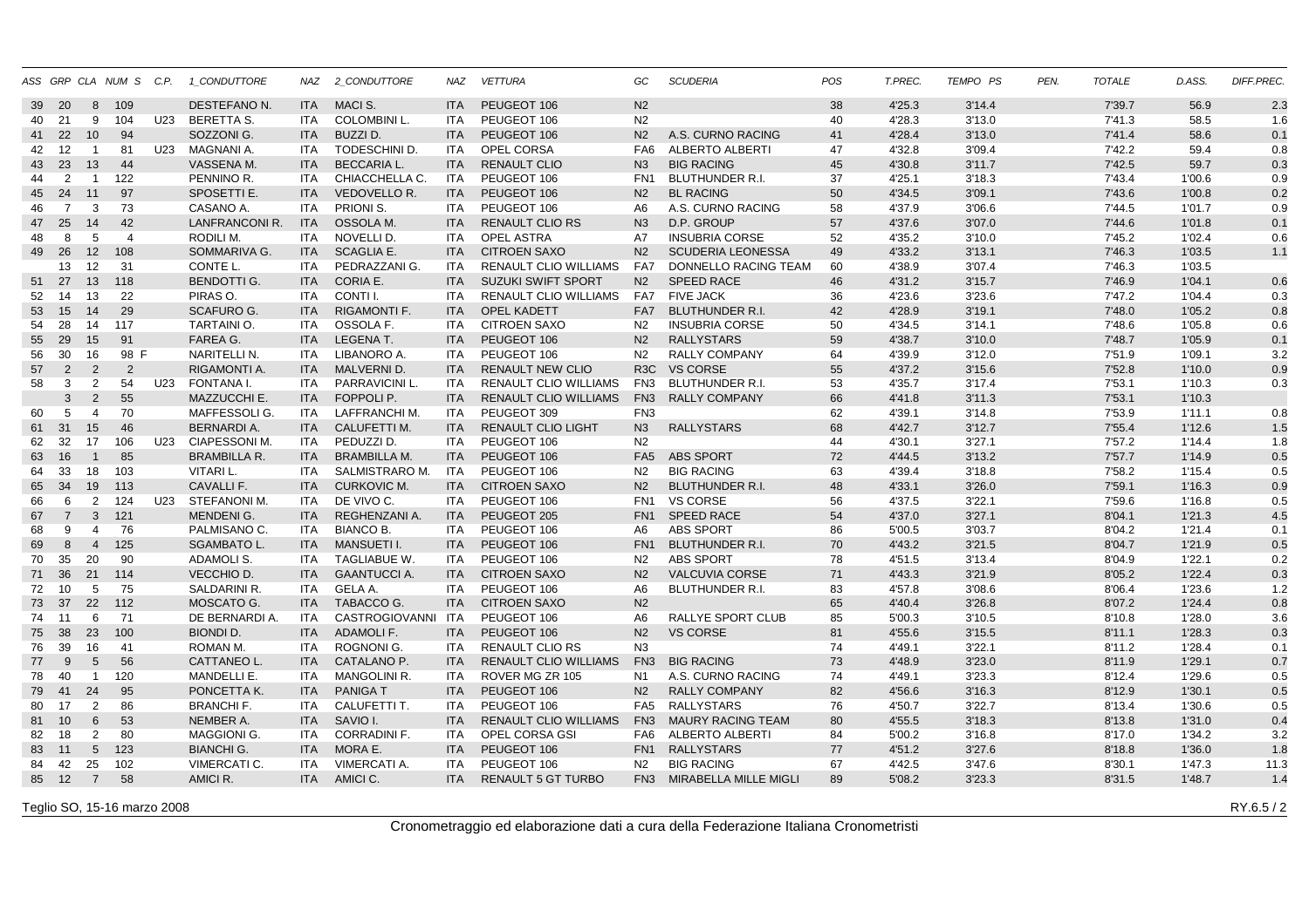| ASS | GRP | CLA | NUM S | C.P. | 1_CONDUTTORE | NAZ | 2_CONDUTTORE | NAZ | VETTURA | GC | SCUDERIA | POS | T.PREC. | TEMPO PS | PEN. | TOTALE | D.ASS. | DIFF.PREC. |
|---|---|---|---|---|---|---|---|---|---|---|---|---|---|---|---|---|---|---|
| 39 | 20 | 8 | 109 | | DESTEFANO N. | ITA | MACI S. | ITA | PEUGEOT 106 | N2 | | 38 | 4'25.3 | 3'14.4 | | 7'39.7 | 56.9 | 2.3 |
| 40 | 21 | 9 | 104 | U23 | BERETTA S. | ITA | COLOMBINI L. | ITA | PEUGEOT 106 | N2 | | 40 | 4'28.3 | 3'13.0 | | 7'41.3 | 58.5 | 1.6 |
| 41 | 22 | 10 | 94 | | SOZZONI G. | ITA | BUZZI D. | ITA | PEUGEOT 106 | N2 | A.S. CURNO RACING | 41 | 4'28.4 | 3'13.0 | | 7'41.4 | 58.6 | 0.1 |
| 42 | 12 | 1 | 81 | U23 | MAGNANI A. | ITA | TODESCHINI D. | ITA | OPEL CORSA | FA6 | ALBERTO ALBERTI | 47 | 4'32.8 | 3'09.4 | | 7'42.2 | 59.4 | 0.8 |
| 43 | 23 | 13 | 44 | | VASSENA M. | ITA | BECCARIA L. | ITA | RENAULT CLIO | N3 | BIG RACING | 45 | 4'30.8 | 3'11.7 | | 7'42.5 | 59.7 | 0.3 |
| 44 | 2 | 1 | 122 | | PENNINO R. | ITA | CHIACCHELLA C. | ITA | PEUGEOT 106 | FN1 | BLUTHUNDER R.I. | 37 | 4'25.1 | 3'18.3 | | 7'43.4 | 1'00.6 | 0.9 |
| 45 | 24 | 11 | 97 | | SPOSETTI E. | ITA | VEDOVELLO R. | ITA | PEUGEOT 106 | N2 | BL RACING | 50 | 4'34.5 | 3'09.1 | | 7'43.6 | 1'00.8 | 0.2 |
| 46 | 7 | 3 | 73 | | CASANO A. | ITA | PRIONI S. | ITA | PEUGEOT 106 | A6 | A.S. CURNO RACING | 58 | 4'37.9 | 3'06.6 | | 7'44.5 | 1'01.7 | 0.9 |
| 47 | 25 | 14 | 42 | | LANFRANCONI R. | ITA | OSSOLA M. | ITA | RENAULT CLIO RS | N3 | D.P. GROUP | 57 | 4'37.6 | 3'07.0 | | 7'44.6 | 1'01.8 | 0.1 |
| 48 | 8 | 5 | 4 | | RODILI M. | ITA | NOVELLI D. | ITA | OPEL ASTRA | A7 | INSUBRIA CORSE | 52 | 4'35.2 | 3'10.0 | | 7'45.2 | 1'02.4 | 0.6 |
| 49 | 26 | 12 | 108 | | SOMMARIVA G. | ITA | SCAGLIA E. | ITA | CITROEN SAXO | N2 | SCUDERIA LEONESSA | 49 | 4'33.2 | 3'13.1 | | 7'46.3 | 1'03.5 | 1.1 |
| | 13 | 12 | 31 | | CONTE L. | ITA | PEDRAZZANI G. | ITA | RENAULT CLIO WILLIAMS | FA7 | DONNELLO RACING TEAM | 60 | 4'38.9 | 3'07.4 | | 7'46.3 | 1'03.5 | |
| 51 | 27 | 13 | 118 | | BENDOTTI G. | ITA | CORIA E. | ITA | SUZUKI SWIFT SPORT | N2 | SPEED RACE | 46 | 4'31.2 | 3'15.7 | | 7'46.9 | 1'04.1 | 0.6 |
| 52 | 14 | 13 | 22 | | PIRAS O. | ITA | CONTI I. | ITA | RENAULT CLIO WILLIAMS | FA7 | FIVE JACK | 36 | 4'23.6 | 3'23.6 | | 7'47.2 | 1'04.4 | 0.3 |
| 53 | 15 | 14 | 29 | | SCAFURO G. | ITA | RIGAMONTI F. | ITA | OPEL KADETT | FA7 | BLUTHUNDER R.I. | 42 | 4'28.9 | 3'19.1 | | 7'48.0 | 1'05.2 | 0.8 |
| 54 | 28 | 14 | 117 | | TARTAINI O. | ITA | OSSOLA F. | ITA | CITROEN SAXO | N2 | INSUBRIA CORSE | 50 | 4'34.5 | 3'14.1 | | 7'48.6 | 1'05.8 | 0.6 |
| 55 | 29 | 15 | 91 | | FAREA G. | ITA | LEGENA T. | ITA | PEUGEOT 106 | N2 | RALLYSTARS | 59 | 4'38.7 | 3'10.0 | | 7'48.7 | 1'05.9 | 0.1 |
| 56 | 30 | 16 | 98 F | | NARITELLI N. | ITA | LIBANORO A. | ITA | PEUGEOT 106 | N2 | RALLY COMPANY | 64 | 4'39.9 | 3'12.0 | | 7'51.9 | 1'09.1 | 3.2 |
| 57 | 2 | 2 | 2 | | RIGAMONTI A. | ITA | MALVERNI D. | ITA | RENAULT NEW CLIO | R3C | VS CORSE | 55 | 4'37.2 | 3'15.6 | | 7'52.8 | 1'10.0 | 0.9 |
| 58 | 3 | 2 | 54 | U23 | FONTANA I. | ITA | PARRAVICINI L. | ITA | RENAULT CLIO WILLIAMS | FN3 | BLUTHUNDER R.I. | 53 | 4'35.7 | 3'17.4 | | 7'53.1 | 1'10.3 | 0.3 |
| | 3 | 2 | 55 | | MAZZUCCHI E. | ITA | FOPPOLI P. | ITA | RENAULT CLIO WILLIAMS | FN3 | RALLY COMPANY | 66 | 4'41.8 | 3'11.3 | | 7'53.1 | 1'10.3 | |
| 60 | 5 | 4 | 70 | | MAFFESSOLI G. | ITA | LAFFRANCHI M. | ITA | PEUGEOT 309 | FN3 | | 62 | 4'39.1 | 3'14.8 | | 7'53.9 | 1'11.1 | 0.8 |
| 61 | 31 | 15 | 46 | | BERNARDI A. | ITA | CALUFETTI M. | ITA | RENAULT CLIO LIGHT | N3 | RALLYSTARS | 68 | 4'42.7 | 3'12.7 | | 7'55.4 | 1'12.6 | 1.5 |
| 62 | 32 | 17 | 106 | U23 | CIAPESSONI M. | ITA | PEDUZZI D. | ITA | PEUGEOT 106 | N2 | | 44 | 4'30.1 | 3'27.1 | | 7'57.2 | 1'14.4 | 1.8 |
| 63 | 16 | 1 | 85 | | BRAMBILLA R. | ITA | BRAMBILLA M. | ITA | PEUGEOT 106 | FA5 | ABS SPORT | 72 | 4'44.5 | 3'13.2 | | 7'57.7 | 1'14.9 | 0.5 |
| 64 | 33 | 18 | 103 | | VITARI L. | ITA | SALMISTRARO M. | ITA | PEUGEOT 106 | N2 | BIG RACING | 63 | 4'39.4 | 3'18.8 | | 7'58.2 | 1'15.4 | 0.5 |
| 65 | 34 | 19 | 113 | | CAVALLI F. | ITA | CURKOVIC M. | ITA | CITROEN SAXO | N2 | BLUTHUNDER R.I. | 48 | 4'33.1 | 3'26.0 | | 7'59.1 | 1'16.3 | 0.9 |
| 66 | 6 | 2 | 124 | U23 | STEFANONI M. | ITA | DE VIVO C. | ITA | PEUGEOT 106 | FN1 | VS CORSE | 56 | 4'37.5 | 3'22.1 | | 7'59.6 | 1'16.8 | 0.5 |
| 67 | 7 | 3 | 121 | | MENDENI G. | ITA | REGHENZANI A. | ITA | PEUGEOT 205 | FN1 | SPEED RACE | 54 | 4'37.0 | 3'27.1 | | 8'04.1 | 1'21.3 | 4.5 |
| 68 | 9 | 4 | 76 | | PALMISANO C. | ITA | BIANCO B. | ITA | PEUGEOT 106 | A6 | ABS SPORT | 86 | 5'00.5 | 3'03.7 | | 8'04.2 | 1'21.4 | 0.1 |
| 69 | 8 | 4 | 125 | | SGAMBATO L. | ITA | MANSUETI I. | ITA | PEUGEOT 106 | FN1 | BLUTHUNDER R.I. | 70 | 4'43.2 | 3'21.5 | | 8'04.7 | 1'21.9 | 0.5 |
| 70 | 35 | 20 | 90 | | ADAMOLI S. | ITA | TAGLIABUE W. | ITA | PEUGEOT 106 | N2 | ABS SPORT | 78 | 4'51.5 | 3'13.4 | | 8'04.9 | 1'22.1 | 0.2 |
| 71 | 36 | 21 | 114 | | VECCHIO D. | ITA | GAANTUCCI A. | ITA | CITROEN SAXO | N2 | VALCUVIA CORSE | 71 | 4'43.3 | 3'21.9 | | 8'05.2 | 1'22.4 | 0.3 |
| 72 | 10 | 5 | 75 | | SALDARINI R. | ITA | GELA A. | ITA | PEUGEOT 106 | A6 | BLUTHUNDER R.I. | 83 | 4'57.8 | 3'08.6 | | 8'06.4 | 1'23.6 | 1.2 |
| 73 | 37 | 22 | 112 | | MOSCATO G. | ITA | TABACCO G. | ITA | CITROEN SAXO | N2 | | 65 | 4'40.4 | 3'26.8 | | 8'07.2 | 1'24.4 | 0.8 |
| 74 | 11 | 6 | 71 | | DE BERNARDI A. | ITA | CASTROGIOVANNI | ITA | PEUGEOT 106 | A6 | RALLYE SPORT CLUB | 85 | 5'00.3 | 3'10.5 | | 8'10.8 | 1'28.0 | 3.6 |
| 75 | 38 | 23 | 100 | | BIONDI D. | ITA | ADAMOLI F. | ITA | PEUGEOT 106 | N2 | VS CORSE | 81 | 4'55.6 | 3'15.5 | | 8'11.1 | 1'28.3 | 0.3 |
| 76 | 39 | 16 | 41 | | ROMAN M. | ITA | ROGNONI G. | ITA | RENAULT CLIO RS | N3 | | 74 | 4'49.1 | 3'22.1 | | 8'11.2 | 1'28.4 | 0.1 |
| 77 | 9 | 5 | 56 | | CATTANEO L. | ITA | CATALANO P. | ITA | RENAULT CLIO WILLIAMS | FN3 | BIG RACING | 73 | 4'48.9 | 3'23.0 | | 8'11.9 | 1'29.1 | 0.7 |
| 78 | 40 | 1 | 120 | | MANDELLI E. | ITA | MANGOLINI R. | ITA | ROVER MG ZR 105 | N1 | A.S. CURNO RACING | 74 | 4'49.1 | 3'23.3 | | 8'12.4 | 1'29.6 | 0.5 |
| 79 | 41 | 24 | 95 | | PONCETTA K. | ITA | PANIGA T | ITA | PEUGEOT 106 | N2 | RALLY COMPANY | 82 | 4'56.6 | 3'16.3 | | 8'12.9 | 1'30.1 | 0.5 |
| 80 | 17 | 2 | 86 | | BRANCHI F. | ITA | CALUFETTI T. | ITA | PEUGEOT 106 | FA5 | RALLYSTARS | 76 | 4'50.7 | 3'22.7 | | 8'13.4 | 1'30.6 | 0.5 |
| 81 | 10 | 6 | 53 | | NEMBER A. | ITA | SAVIO I. | ITA | RENAULT CLIO WILLIAMS | FN3 | MAURY RACING TEAM | 80 | 4'55.5 | 3'18.3 | | 8'13.8 | 1'31.0 | 0.4 |
| 82 | 18 | 2 | 80 | | MAGGIONI G. | ITA | CORRADINI F. | ITA | OPEL CORSA GSI | FA6 | ALBERTO ALBERTI | 84 | 5'00.2 | 3'16.8 | | 8'17.0 | 1'34.2 | 3.2 |
| 83 | 11 | 5 | 123 | | BIANCHI G. | ITA | MORA E. | ITA | PEUGEOT 106 | FN1 | RALLYSTARS | 77 | 4'51.2 | 3'27.6 | | 8'18.8 | 1'36.0 | 1.8 |
| 84 | 42 | 25 | 102 | | VIMERCATI C. | ITA | VIMERCATI A. | ITA | PEUGEOT 106 | N2 | BIG RACING | 67 | 4'42.5 | 3'47.6 | | 8'30.1 | 1'47.3 | 11.3 |
| 85 | 12 | 7 | 58 | | AMICI R. | ITA | AMICI C. | ITA | RENAULT 5 GT TURBO | FN3 | MIRABELLA MILLE MIGLI | 89 | 5'08.2 | 3'23.3 | | 8'31.5 | 1'48.7 | 1.4 |

Teglio SO, 15-16 marzo 2008

RY.6.5 / 2

Cronometraggio ed elaborazione dati a cura della Federazione Italiana Cronometristi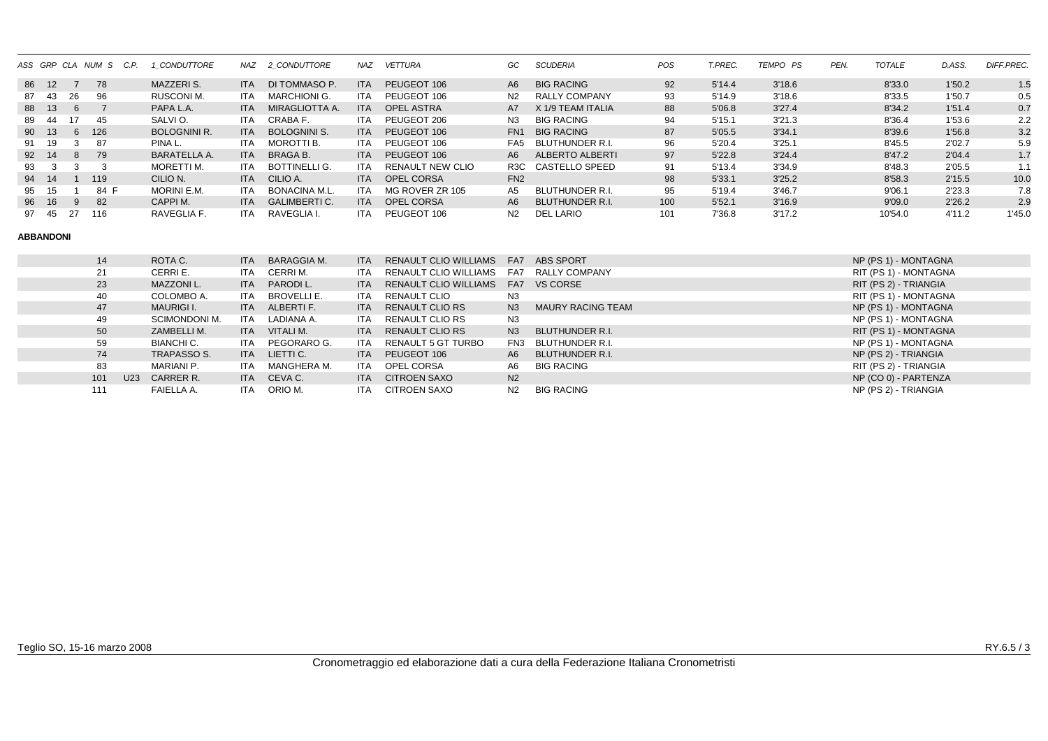| ASS | GRP | CLA | NUM S | C.P. | 1_CONDUTTORE | NAZ | 2_CONDUTTORE | NAZ | VETTURA | GC | SCUDERIA | POS | T.PREC. | TEMPO PS | PEN. | TOTALE | D.ASS. | DIFF.PREC. |
|---|---|---|---|---|---|---|---|---|---|---|---|---|---|---|---|---|---|---|
| 86 | 12 | 7 | 78 | | MAZZERI S. | ITA | DI TOMMASO P. | ITA | PEUGEOT 106 | A6 | BIG RACING | 92 | 5'14.4 | 3'18.6 | | 8'33.0 | 1'50.2 | 1.5 |
| 87 | 43 | 26 | 96 | | RUSCONI M. | ITA | MARCHIONI G. | ITA | PEUGEOT 106 | N2 | RALLY COMPANY | 93 | 5'14.9 | 3'18.6 | | 8'33.5 | 1'50.7 | 0.5 |
| 88 | 13 | 6 | 7 | | PAPA L.A. | ITA | MIRAGLIOTTA A. | ITA | OPEL ASTRA | A7 | X 1/9 TEAM ITALIA | 88 | 5'06.8 | 3'27.4 | | 8'34.2 | 1'51.4 | 0.7 |
| 89 | 44 | 17 | 45 | | SALVI O. | ITA | CRABA F. | ITA | PEUGEOT 206 | N3 | BIG RACING | 94 | 5'15.1 | 3'21.3 | | 8'36.4 | 1'53.6 | 2.2 |
| 90 | 13 | 6 | 126 | | BOLOGNINI R. | ITA | BOLOGNINI S. | ITA | PEUGEOT 106 | FN1 | BIG RACING | 87 | 5'05.5 | 3'34.1 | | 8'39.6 | 1'56.8 | 3.2 |
| 91 | 19 | 3 | 87 | | PINA L. | ITA | MOROTTI B. | ITA | PEUGEOT 106 | FA5 | BLUTHUNDER R.I. | 96 | 5'20.4 | 3'25.1 | | 8'45.5 | 2'02.7 | 5.9 |
| 92 | 14 | 8 | 79 | | BARATELLA A. | ITA | BRAGA B. | ITA | PEUGEOT 106 | A6 | ALBERTO ALBERTI | 97 | 5'22.8 | 3'24.4 | | 8'47.2 | 2'04.4 | 1.7 |
| 93 | 3 | 3 | 3 | | MORETTI M. | ITA | BOTTINELLI G. | ITA | RENAULT NEW CLIO | R3C | CASTELLO SPEED | 91 | 5'13.4 | 3'34.9 | | 8'48.3 | 2'05.5 | 1.1 |
| 94 | 14 | 1 | 119 | | CILIO N. | ITA | CILIO A. | ITA | OPEL CORSA | FN2 | | 98 | 5'33.1 | 3'25.2 | | 8'58.3 | 2'15.5 | 10.0 |
| 95 | 15 | 1 | 84 | F | MORINI E.M. | ITA | BONACINA M.L. | ITA | MG ROVER ZR 105 | A5 | BLUTHUNDER R.I. | 95 | 5'19.4 | 3'46.7 | | 9'06.1 | 2'23.3 | 7.8 |
| 96 | 16 | 9 | 82 | | CAPPI M. | ITA | GALIMBERTI C. | ITA | OPEL CORSA | A6 | BLUTHUNDER R.I. | 100 | 5'52.1 | 3'16.9 | | 9'09.0 | 2'26.2 | 2.9 |
| 97 | 45 | 27 | 116 | | RAVEGLIA F. | ITA | RAVEGLIA I. | ITA | PEUGEOT 106 | N2 | DEL LARIO | 101 | 7'36.8 | 3'17.2 | | 10'54.0 | 4'11.2 | 1'45.0 |

**ABBANDONI**

| NUM | C.P. | 1_CONDUTTORE | NAZ | 2_CONDUTTORE | NAZ | VETTURA | GC | SCUDERIA | MOTIVO |
|---|---|---|---|---|---|---|---|---|---|
| 14 | | ROTA C. | ITA | BARAGGIA M. | ITA | RENAULT CLIO WILLIAMS | FA7 | ABS SPORT | NP (PS 1) - MONTAGNA |
| 21 | | CERRI E. | ITA | CERRI M. | ITA | RENAULT CLIO WILLIAMS | FA7 | RALLY COMPANY | RIT (PS 1) - MONTAGNA |
| 23 | | MAZZONI L. | ITA | PARODI L. | ITA | RENAULT CLIO WILLIAMS | FA7 | VS CORSE | RIT (PS 2) - TRIANGIA |
| 40 | | COLOMBO A. | ITA | BROVELLI E. | ITA | RENAULT CLIO | N3 | | RIT (PS 1) - MONTAGNA |
| 47 | | MAURIGI I. | ITA | ALBERTI F. | ITA | RENAULT CLIO RS | N3 | MAURY RACING TEAM | NP (PS 1) - MONTAGNA |
| 49 | | SCIMONDONI M. | ITA | LADIANA A. | ITA | RENAULT CLIO RS | N3 | | NP (PS 1) - MONTAGNA |
| 50 | | ZAMBELLI M. | ITA | VITALI M. | ITA | RENAULT CLIO RS | N3 | BLUTHUNDER R.I. | RIT (PS 1) - MONTAGNA |
| 59 | | BIANCHI C. | ITA | PEGORARO G. | ITA | RENAULT 5 GT TURBO | FN3 | BLUTHUNDER R.I. | NP (PS 1) - MONTAGNA |
| 74 | | TRAPASSO S. | ITA | LIETTI C. | ITA | PEUGEOT 106 | A6 | BLUTHUNDER R.I. | NP (PS 2) - TRIANGIA |
| 83 | | MARIANI P. | ITA | MANGHERA M. | ITA | OPEL CORSA | A6 | BIG RACING | RIT (PS 2) - TRIANGIA |
| 101 | U23 | CARRER R. | ITA | CEVA C. | ITA | CITROEN SAXO | N2 | | NP (CO 0) - PARTENZA |
| 111 | | FAIELLA A. | ITA | ORIO M. | ITA | CITROEN SAXO | N2 | BIG RACING | NP (PS 2) - TRIANGIA |

Teglio SO, 15-16 marzo 2008

RY.6.5 / 3

Cronometraggio ed elaborazione dati a cura della Federazione Italiana Cronometristi